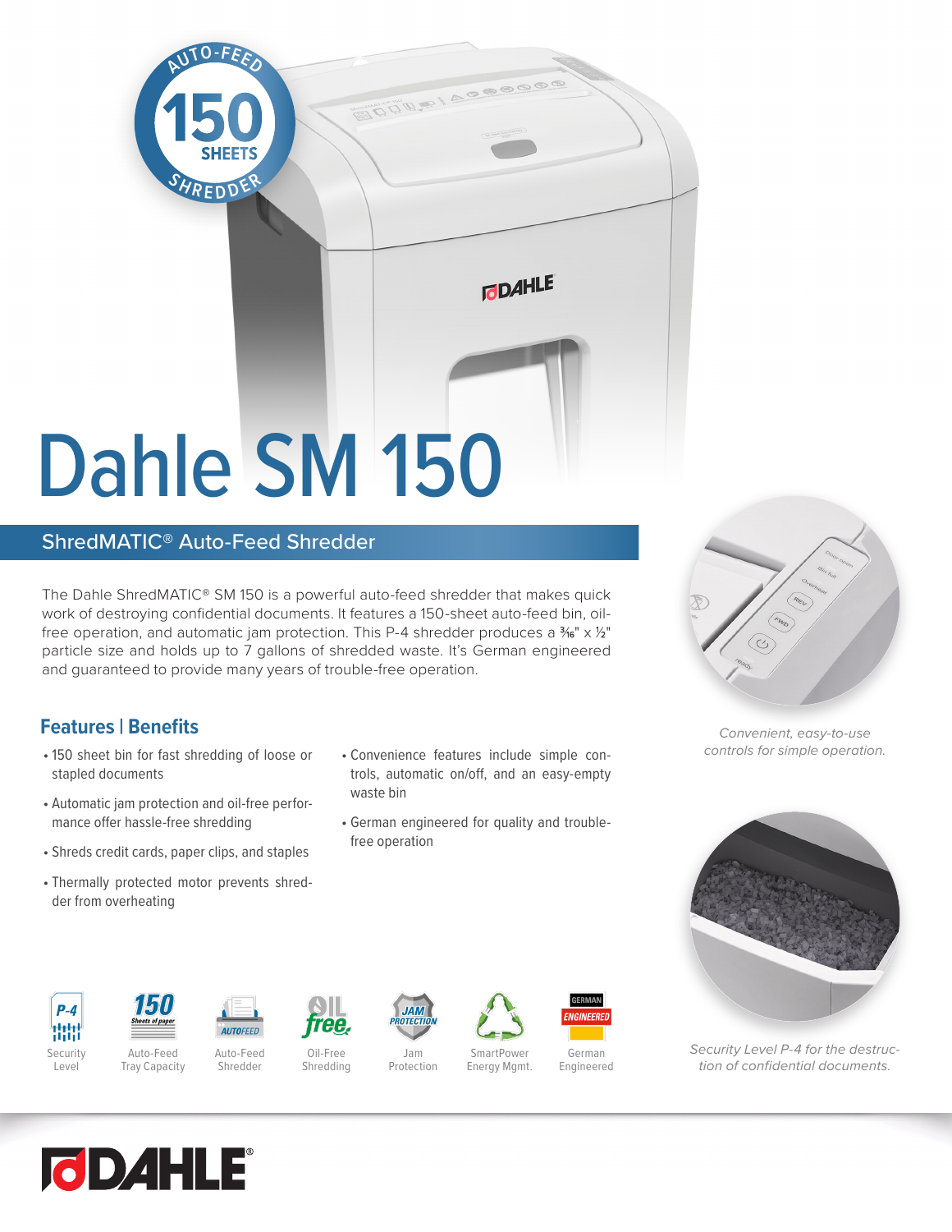# Dahle SM 150

## ShredMATIC® Auto-Feed Shredder

The Dahle ShredMATIC® SM 150 is a powerful auto-feed shredder that makes quick work of destroying confidential documents. It features a 150-sheet auto-feed bin, oil-free operation, and automatic jam protection. This P-4 shredder produces a ³⁄₁₆" x ½" particle size and holds up to 7 gallons of shredded waste. It's German engineered and guaranteed to provide many years of trouble-free operation.

### Features | Benefits

- 150 sheet bin for fast shredding of loose or stapled documents
- Automatic jam protection and oil-free performance offer hassle-free shredding
- Shreds credit cards, paper clips, and staples
- Thermally protected motor prevents shredder from overheating
- Convenience features include simple controls, automatic on/off, and an easy-empty waste bin
- German engineered for quality and trouble-free operation

Security Level | Auto-Feed Tray Capacity | Auto-Feed Shredder | Oil-Free Shredding | Jam Protection | SmartPower Energy Mgmt. | German Engineered

*Convenient, easy-to-use controls for simple operation.*

*Security Level P-4 for the destruction of confidential documents.*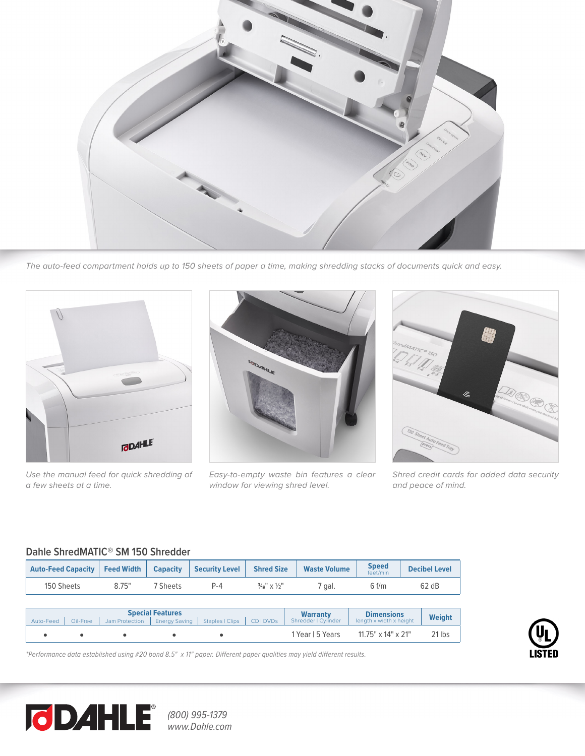*The auto-feed compartment holds up to 150 sheets of paper a time, making shredding stacks of documents quick and easy.*

*Use the manual feed for quick shredding of a few sheets at a time.*

*Easy-to-empty waste bin features a clear window for viewing shred level.*

*Shred credit cards for added data security and peace of mind.*

## Dahle ShredMATIC® SM 150 Shredder

| Auto-Feed Capacity | Feed Width | Capacity | Security Level | Shred Size | Waste Volume | Speed feet/min | Decibel Level |
|---|---|---|---|---|---|---|---|
| 150 Sheets | 8.75" | 7 Sheets | P-4 | 5⁄16" x ½" | 7 gal. | 6 f/m | 62 dB |

| Special Features | | | | | | Warranty Shredder \| Cylinder | Dimensions length x width x height | Weight |
|---|---|---|---|---|---|---|---|---|
| Auto-Feed | Oil-Free | Jam Protection | Energy Saving | Staples \| Clips | CD \| DVDs | | | |
| • | • | • | • | • | | 1 Year \| 5 Years | 11.75" x 14" x 21" | 21 lbs |

*\*Performance data established using #20 bond 8.5" x 11" paper. Different paper qualities may yield different results.*

UL LISTED

DAHLE®

*(800) 995-1379*
*www.Dahle.com*